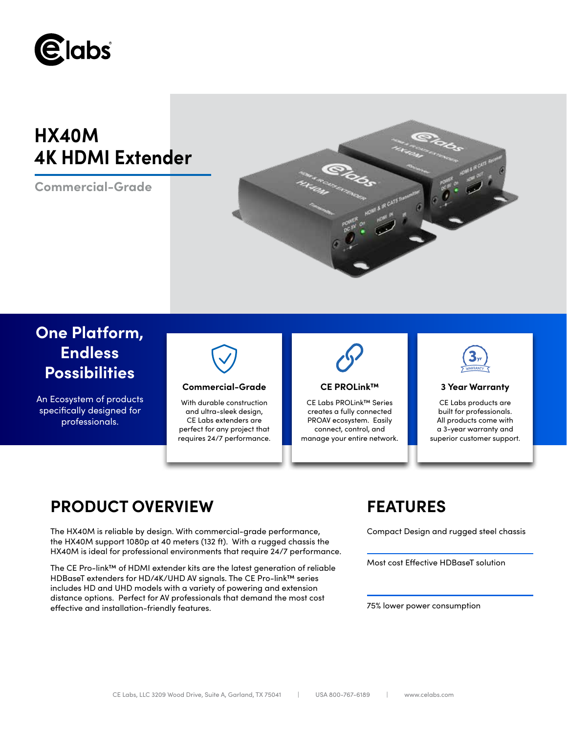# HX40M
# 4K HDMI Extender

**Commercial-Grade**

## One Platform, Endless Possibilities

An Ecosystem of products specifically designed for professionals.

### Commercial-Grade

With durable construction and ultra-sleek design, CE Labs extenders are perfect for any project that requires 24/7 performance.

### CE PROLink™

CE Labs PROLink™ Series creates a fully connected PROAV ecosystem. Easily connect, control, and manage your entire network.

### 3 Year Warranty

CE Labs products are built for professionals. All products come with a 3-year warranty and superior customer support.

## PRODUCT OVERVIEW

The HX40M is reliable by design. With commercial-grade performance, the HX40M support 1080p at 40 meters (132 ft). With a rugged chassis the HX40M is ideal for professional environments that require 24/7 performance.

The CE Pro-link™ of HDMI extender kits are the latest generation of reliable HDBaseT extenders for HD/4K/UHD AV signals. The CE Pro-link™ series includes HD and UHD models with a variety of powering and extension distance options. Perfect for AV professionals that demand the most cost effective and installation-friendly features.

## FEATURES

Compact Design and rugged steel chassis

Most cost Effective HDBaseT solution

75% lower power consumption

CE Labs, LLC 3209 Wood Drive, Suite A, Garland, TX 75041 | USA 800-767-6189 | www.celabs.com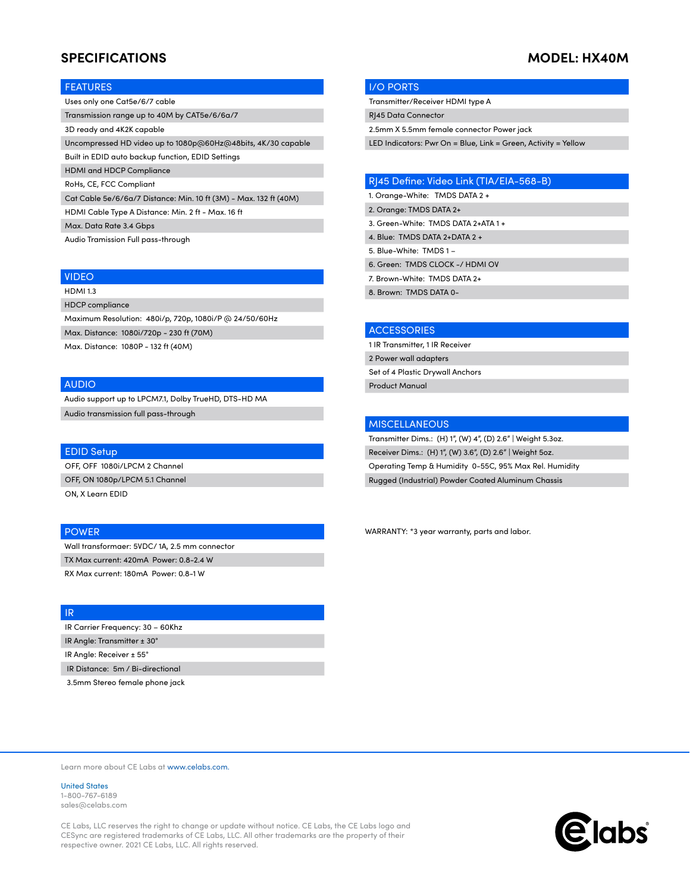# SPECIFICATIONS

# MODEL: HX40M

## FEATURES

- Uses only one Cat5e/6/7 cable
- Transmission range up to 40M by CAT5e/6/6a/7
- 3D ready and 4K2K capable
- Uncompressed HD video up to 1080p@60Hz@48bits, 4K/30 capable
- Built in EDID auto backup function, EDID Settings
- HDMI and HDCP Compliance
- RoHs, CE, FCC Compliant
- Cat Cable 5e/6/6a/7 Distance: Min. 10 ft (3M) - Max. 132 ft (40M)
- HDMI Cable Type A Distance: Min. 2 ft - Max. 16 ft
- Max. Data Rate 3.4 Gbps
- Audio Tramission Full pass-through

## VIDEO

- HDMI 1.3
- HDCP compliance
- Maximum Resolution: 480i/p, 720p, 1080i/P @ 24/50/60Hz
- Max. Distance: 1080i/720p - 230 ft (70M)
- Max. Distance: 1080P - 132 ft (40M)

## AUDIO

- Audio support up to LPCM7.1, Dolby TrueHD, DTS-HD MA
- Audio transmission full pass-through

## EDID Setup

- OFF, OFF 1080i/LPCM 2 Channel
- OFF, ON 1080p/LPCM 5.1 Channel
- ON, X Learn EDID

## POWER

- Wall transformaer: 5VDC/ 1A, 2.5 mm connector
- TX Max current: 420mA Power: 0.8-2.4 W
- RX Max current: 180mA Power: 0.8-1 W

## IR

- IR Carrier Frequency: 30 – 60Khz
- IR Angle: Transmitter ± 30°
- IR Angle: Receiver ± 55°
- IR Distance: 5m / Bi-directional
- 3.5mm Stereo female phone jack

## I/O PORTS

- Transmitter/Receiver HDMI type A
- RJ45 Data Connector
- 2.5mm X 5.5mm female connector Power jack
- LED Indicators: Pwr On = Blue, Link = Green, Activity = Yellow

## RJ45 Define: Video Link (TIA/EIA-568-B)

1. Orange-White: TMDS DATA 2 +
2. Orange: TMDS DATA 2+
3. Green-White: TMDS DATA 2+ATA 1 +
4. Blue: TMDS DATA 2+DATA 2 +
5. Blue-White: TMDS 1 –
6. Green: TMDS CLOCK -/ HDMI OV
7. Brown-White: TMDS DATA 2+
8. Brown: TMDS DATA 0-

## ACCESSORIES

- 1 IR Transmitter, 1 IR Receiver
- 2 Power wall adapters
- Set of 4 Plastic Drywall Anchors
- Product Manual

## MISCELLANEOUS

- Transmitter Dims.: (H) 1", (W) 4", (D) 2.6" | Weight 5.3oz.
- Receiver Dims.: (H) 1", (W) 3.6", (D) 2.6" | Weight 5oz.
- Operating Temp & Humidity 0-55C, 95% Max Rel. Humidity
- Rugged (Industrial) Powder Coated Aluminum Chassis

WARRANTY: *3 year warranty, parts and labor.

Learn more about CE Labs at www.celabs.com.

United States
1-800-767-6189
sales@celabs.com

CE Labs, LLC reserves the right to change or update without notice. CE Labs, the CE Labs logo and CESync are registered trademarks of CE Labs, LLC. All other trademarks are the property of their respective owner. 2021 CE Labs, LLC. All rights reserved.